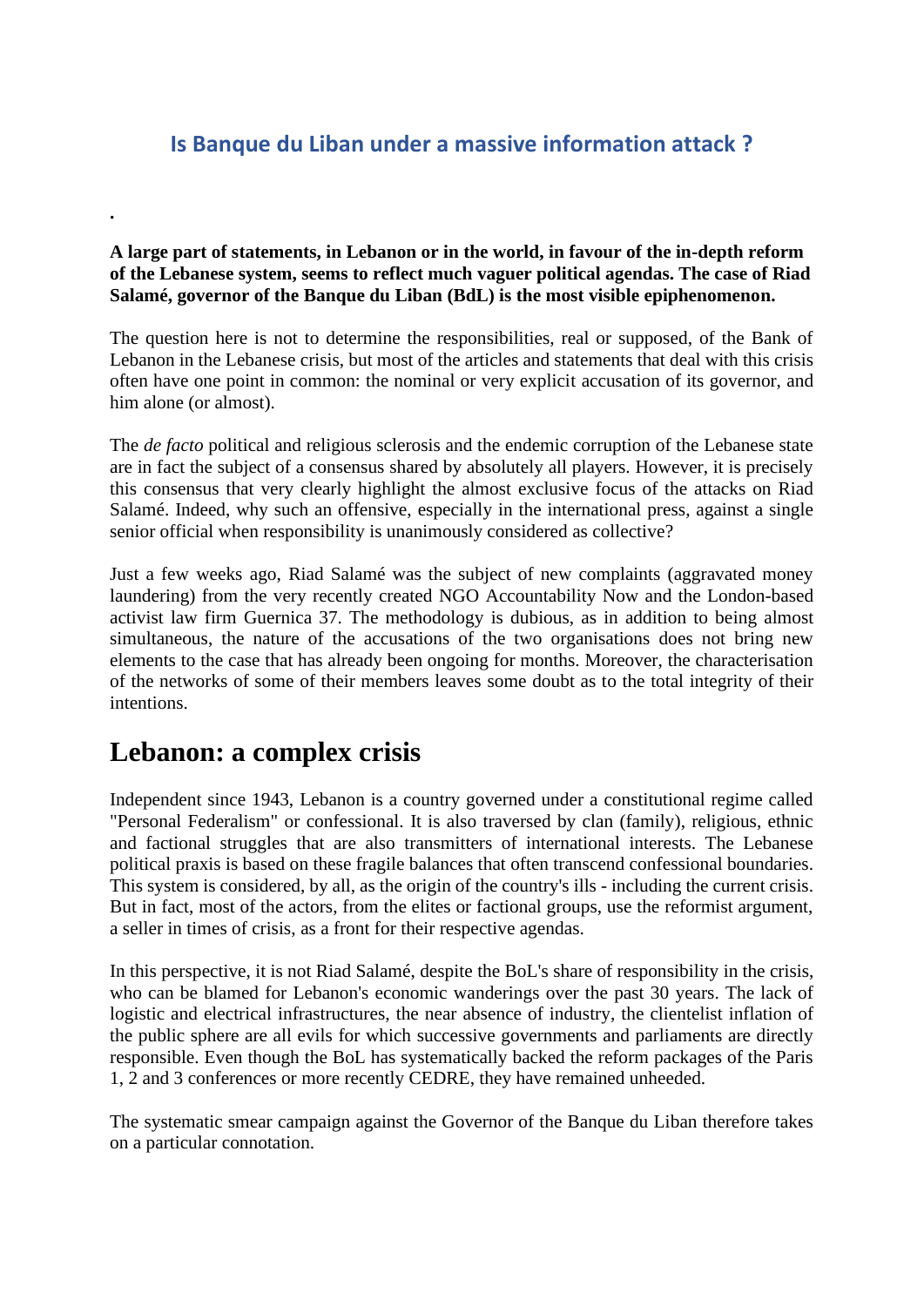## Is Banque du Liban under a massive information attack ?

.

**A large part of statements, in Lebanon or in the world, in favour of the in-depth reform of the Lebanese system, seems to reflect much vaguer political agendas. The case of Riad Salamé, governor of the Banque du Liban (BdL) is the most visible epiphenomenon.**

The question here is not to determine the responsibilities, real or supposed, of the Bank of Lebanon in the Lebanese crisis, but most of the articles and statements that deal with this crisis often have one point in common: the nominal or very explicit accusation of its governor, and him alone (or almost).

The *de facto* political and religious sclerosis and the endemic corruption of the Lebanese state are in fact the subject of a consensus shared by absolutely all players. However, it is precisely this consensus that very clearly highlight the almost exclusive focus of the attacks on Riad Salamé. Indeed, why such an offensive, especially in the international press, against a single senior official when responsibility is unanimously considered as collective?

Just a few weeks ago, Riad Salamé was the subject of new complaints (aggravated money laundering) from the very recently created NGO Accountability Now and the London-based activist law firm Guernica 37. The methodology is dubious, as in addition to being almost simultaneous, the nature of the accusations of the two organisations does not bring new elements to the case that has already been ongoing for months. Moreover, the characterisation of the networks of some of their members leaves some doubt as to the total integrity of their intentions.

# Lebanon: a complex crisis

Independent since 1943, Lebanon is a country governed under a constitutional regime called "Personal Federalism" or confessional. It is also traversed by clan (family), religious, ethnic and factional struggles that are also transmitters of international interests. The Lebanese political praxis is based on these fragile balances that often transcend confessional boundaries. This system is considered, by all, as the origin of the country's ills - including the current crisis. But in fact, most of the actors, from the elites or factional groups, use the reformist argument, a seller in times of crisis, as a front for their respective agendas.

In this perspective, it is not Riad Salamé, despite the BoL's share of responsibility in the crisis, who can be blamed for Lebanon's economic wanderings over the past 30 years. The lack of logistic and electrical infrastructures, the near absence of industry, the clientelist inflation of the public sphere are all evils for which successive governments and parliaments are directly responsible. Even though the BoL has systematically backed the reform packages of the Paris 1, 2 and 3 conferences or more recently CEDRE, they have remained unheeded.

The systematic smear campaign against the Governor of the Banque du Liban therefore takes on a particular connotation.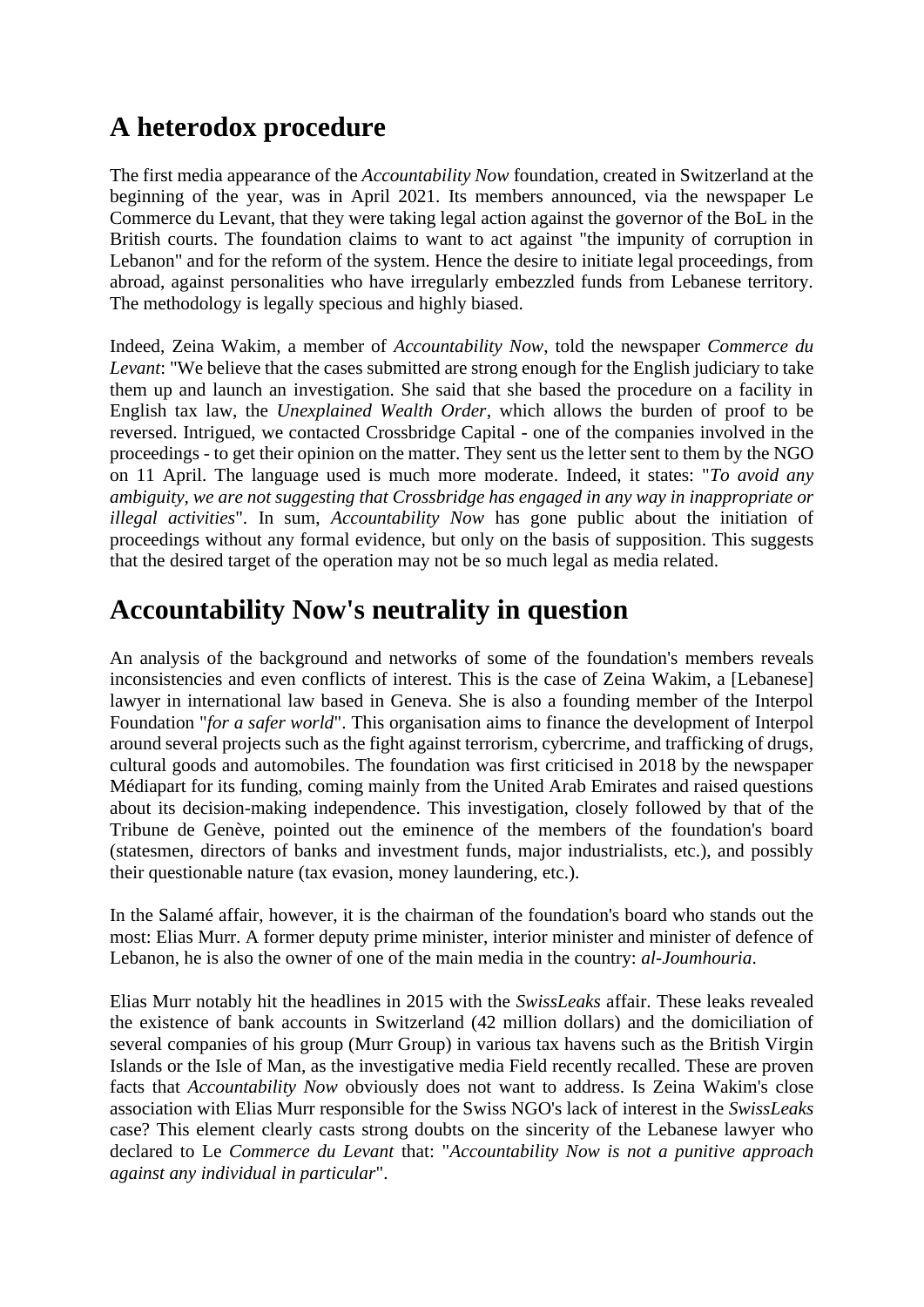## A heterodox procedure

The first media appearance of the *Accountability Now* foundation, created in Switzerland at the beginning of the year, was in April 2021. Its members announced, via the newspaper Le Commerce du Levant, that they were taking legal action against the governor of the BoL in the British courts. The foundation claims to want to act against "the impunity of corruption in Lebanon" and for the reform of the system. Hence the desire to initiate legal proceedings, from abroad, against personalities who have irregularly embezzled funds from Lebanese territory. The methodology is legally specious and highly biased.

Indeed, Zeina Wakim, a member of *Accountability Now*, told the newspaper *Commerce du Levant*: "We believe that the cases submitted are strong enough for the English judiciary to take them up and launch an investigation. She said that she based the procedure on a facility in English tax law, the *Unexplained Wealth Order*, which allows the burden of proof to be reversed. Intrigued, we contacted Crossbridge Capital - one of the companies involved in the proceedings - to get their opinion on the matter. They sent us the letter sent to them by the NGO on 11 April. The language used is much more moderate. Indeed, it states: "*To avoid any ambiguity, we are not suggesting that Crossbridge has engaged in any way in inappropriate or illegal activities*". In sum, *Accountability Now* has gone public about the initiation of proceedings without any formal evidence, but only on the basis of supposition. This suggests that the desired target of the operation may not be so much legal as media related.

## Accountability Now's neutrality in question

An analysis of the background and networks of some of the foundation's members reveals inconsistencies and even conflicts of interest. This is the case of Zeina Wakim, a [Lebanese] lawyer in international law based in Geneva. She is also a founding member of the Interpol Foundation "*for a safer world*". This organisation aims to finance the development of Interpol around several projects such as the fight against terrorism, cybercrime, and trafficking of drugs, cultural goods and automobiles. The foundation was first criticised in 2018 by the newspaper Médiapart for its funding, coming mainly from the United Arab Emirates and raised questions about its decision-making independence. This investigation, closely followed by that of the Tribune de Genève, pointed out the eminence of the members of the foundation's board (statesmen, directors of banks and investment funds, major industrialists, etc.), and possibly their questionable nature (tax evasion, money laundering, etc.).

In the Salamé affair, however, it is the chairman of the foundation's board who stands out the most: Elias Murr. A former deputy prime minister, interior minister and minister of defence of Lebanon, he is also the owner of one of the main media in the country: *al-Joumhouria*.

Elias Murr notably hit the headlines in 2015 with the *SwissLeaks* affair. These leaks revealed the existence of bank accounts in Switzerland (42 million dollars) and the domiciliation of several companies of his group (Murr Group) in various tax havens such as the British Virgin Islands or the Isle of Man, as the investigative media Field recently recalled. These are proven facts that *Accountability Now* obviously does not want to address. Is Zeina Wakim's close association with Elias Murr responsible for the Swiss NGO's lack of interest in the *SwissLeaks* case? This element clearly casts strong doubts on the sincerity of the Lebanese lawyer who declared to Le *Commerce du Levant* that: "*Accountability Now is not a punitive approach against any individual in particular*".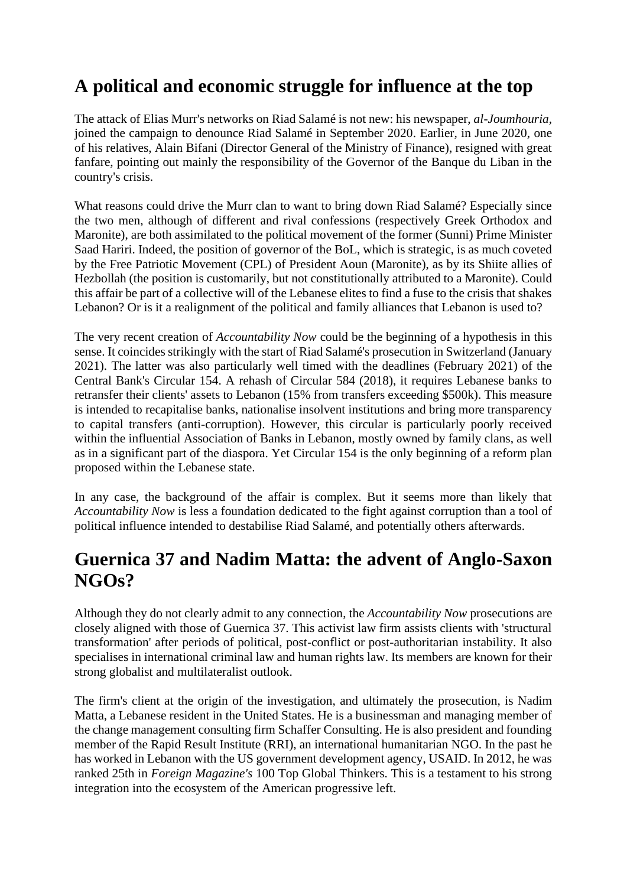## A political and economic struggle for influence at the top

The attack of Elias Murr's networks on Riad Salamé is not new: his newspaper, *al-Joumhouria*, joined the campaign to denounce Riad Salamé in September 2020. Earlier, in June 2020, one of his relatives, Alain Bifani (Director General of the Ministry of Finance), resigned with great fanfare, pointing out mainly the responsibility of the Governor of the Banque du Liban in the country's crisis.

What reasons could drive the Murr clan to want to bring down Riad Salamé? Especially since the two men, although of different and rival confessions (respectively Greek Orthodox and Maronite), are both assimilated to the political movement of the former (Sunni) Prime Minister Saad Hariri. Indeed, the position of governor of the BoL, which is strategic, is as much coveted by the Free Patriotic Movement (CPL) of President Aoun (Maronite), as by its Shiite allies of Hezbollah (the position is customarily, but not constitutionally attributed to a Maronite). Could this affair be part of a collective will of the Lebanese elites to find a fuse to the crisis that shakes Lebanon? Or is it a realignment of the political and family alliances that Lebanon is used to?

The very recent creation of *Accountability Now* could be the beginning of a hypothesis in this sense. It coincides strikingly with the start of Riad Salamé's prosecution in Switzerland (January 2021). The latter was also particularly well timed with the deadlines (February 2021) of the Central Bank's Circular 154. A rehash of Circular 584 (2018), it requires Lebanese banks to retransfer their clients' assets to Lebanon (15% from transfers exceeding $500k). This measure is intended to recapitalise banks, nationalise insolvent institutions and bring more transparency to capital transfers (anti-corruption). However, this circular is particularly poorly received within the influential Association of Banks in Lebanon, mostly owned by family clans, as well as in a significant part of the diaspora. Yet Circular 154 is the only beginning of a reform plan proposed within the Lebanese state.

In any case, the background of the affair is complex. But it seems more than likely that *Accountability Now* is less a foundation dedicated to the fight against corruption than a tool of political influence intended to destabilise Riad Salamé, and potentially others afterwards.

## Guernica 37 and Nadim Matta: the advent of Anglo-Saxon NGOs?

Although they do not clearly admit to any connection, the *Accountability Now* prosecutions are closely aligned with those of Guernica 37. This activist law firm assists clients with 'structural transformation' after periods of political, post-conflict or post-authoritarian instability. It also specialises in international criminal law and human rights law. Its members are known for their strong globalist and multilateralist outlook.

The firm's client at the origin of the investigation, and ultimately the prosecution, is Nadim Matta, a Lebanese resident in the United States. He is a businessman and managing member of the change management consulting firm Schaffer Consulting. He is also president and founding member of the Rapid Result Institute (RRI), an international humanitarian NGO. In the past he has worked in Lebanon with the US government development agency, USAID. In 2012, he was ranked 25th in *Foreign Magazine's* 100 Top Global Thinkers. This is a testament to his strong integration into the ecosystem of the American progressive left.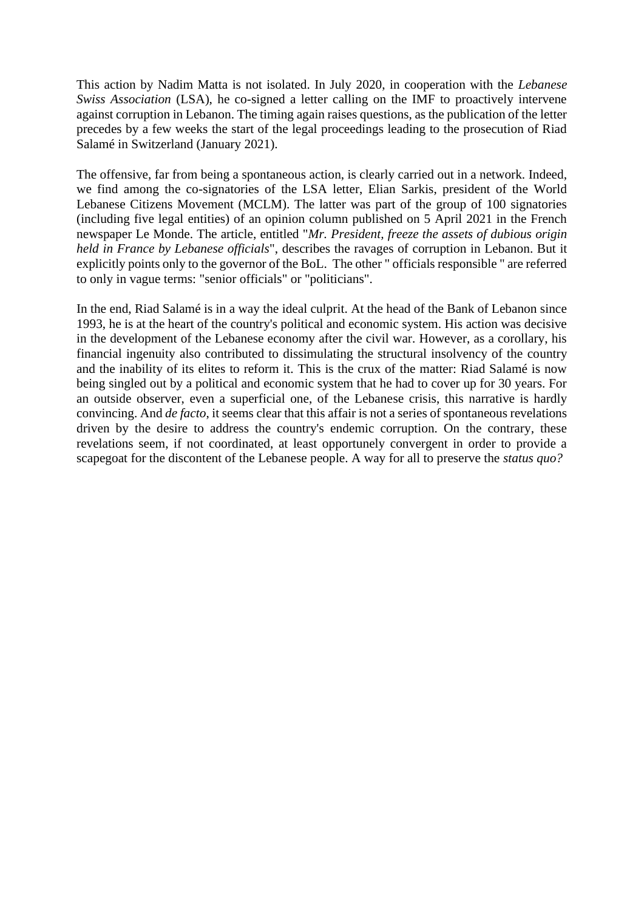This action by Nadim Matta is not isolated. In July 2020, in cooperation with the *Lebanese Swiss Association* (LSA), he co-signed a letter calling on the IMF to proactively intervene against corruption in Lebanon. The timing again raises questions, as the publication of the letter precedes by a few weeks the start of the legal proceedings leading to the prosecution of Riad Salamé in Switzerland (January 2021).

The offensive, far from being a spontaneous action, is clearly carried out in a network. Indeed, we find among the co-signatories of the LSA letter, Elian Sarkis, president of the World Lebanese Citizens Movement (MCLM). The latter was part of the group of 100 signatories (including five legal entities) of an opinion column published on 5 April 2021 in the French newspaper Le Monde. The article, entitled "*Mr. President, freeze the assets of dubious origin held in France by Lebanese officials*", describes the ravages of corruption in Lebanon. But it explicitly points only to the governor of the BoL. The other " officials responsible " are referred to only in vague terms: "senior officials" or "politicians".

In the end, Riad Salamé is in a way the ideal culprit. At the head of the Bank of Lebanon since 1993, he is at the heart of the country's political and economic system. His action was decisive in the development of the Lebanese economy after the civil war. However, as a corollary, his financial ingenuity also contributed to dissimulating the structural insolvency of the country and the inability of its elites to reform it. This is the crux of the matter: Riad Salamé is now being singled out by a political and economic system that he had to cover up for 30 years. For an outside observer, even a superficial one, of the Lebanese crisis, this narrative is hardly convincing. And *de facto*, it seems clear that this affair is not a series of spontaneous revelations driven by the desire to address the country's endemic corruption. On the contrary, these revelations seem, if not coordinated, at least opportunely convergent in order to provide a scapegoat for the discontent of the Lebanese people. A way for all to preserve the *status quo?*